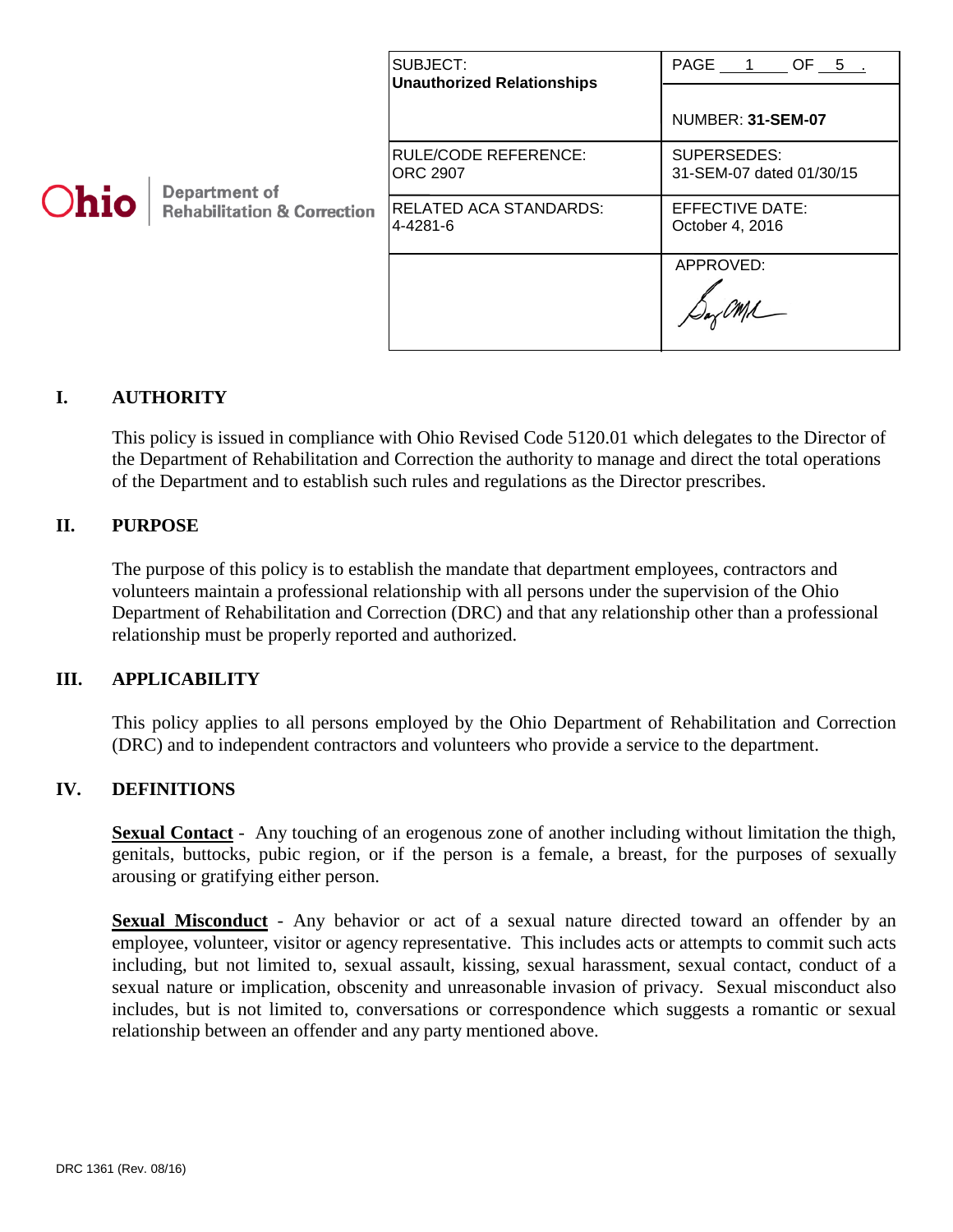Ohio | Department of Rehabilitation & Correction

| SUBJECT: **Unauthorized Relationships** | NUMBER: **31-SEM-07** |
|---|---|
| RULE/CODE REFERENCE: ORC 2907 | SUPERSEDES: 31-SEM-07 dated 01/30/15 |
| RELATED ACA STANDARDS: 4-4281-6 | EFFECTIVE DATE: October 4, 2016 |
| | APPROVED: |

## I. AUTHORITY

This policy is issued in compliance with Ohio Revised Code 5120.01 which delegates to the Director of the Department of Rehabilitation and Correction the authority to manage and direct the total operations of the Department and to establish such rules and regulations as the Director prescribes.

## II. PURPOSE

The purpose of this policy is to establish the mandate that department employees, contractors and volunteers maintain a professional relationship with all persons under the supervision of the Ohio Department of Rehabilitation and Correction (DRC) and that any relationship other than a professional relationship must be properly reported and authorized.

## III. APPLICABILITY

This policy applies to all persons employed by the Ohio Department of Rehabilitation and Correction (DRC) and to independent contractors and volunteers who provide a service to the department.

## IV. DEFINITIONS

**Sexual Contact** - Any touching of an erogenous zone of another including without limitation the thigh, genitals, buttocks, pubic region, or if the person is a female, a breast, for the purposes of sexually arousing or gratifying either person.

**Sexual Misconduct** - Any behavior or act of a sexual nature directed toward an offender by an employee, volunteer, visitor or agency representative. This includes acts or attempts to commit such acts including, but not limited to, sexual assault, kissing, sexual harassment, sexual contact, conduct of a sexual nature or implication, obscenity and unreasonable invasion of privacy. Sexual misconduct also includes, but is not limited to, conversations or correspondence which suggests a romantic or sexual relationship between an offender and any party mentioned above.

DRC 1361 (Rev. 08/16)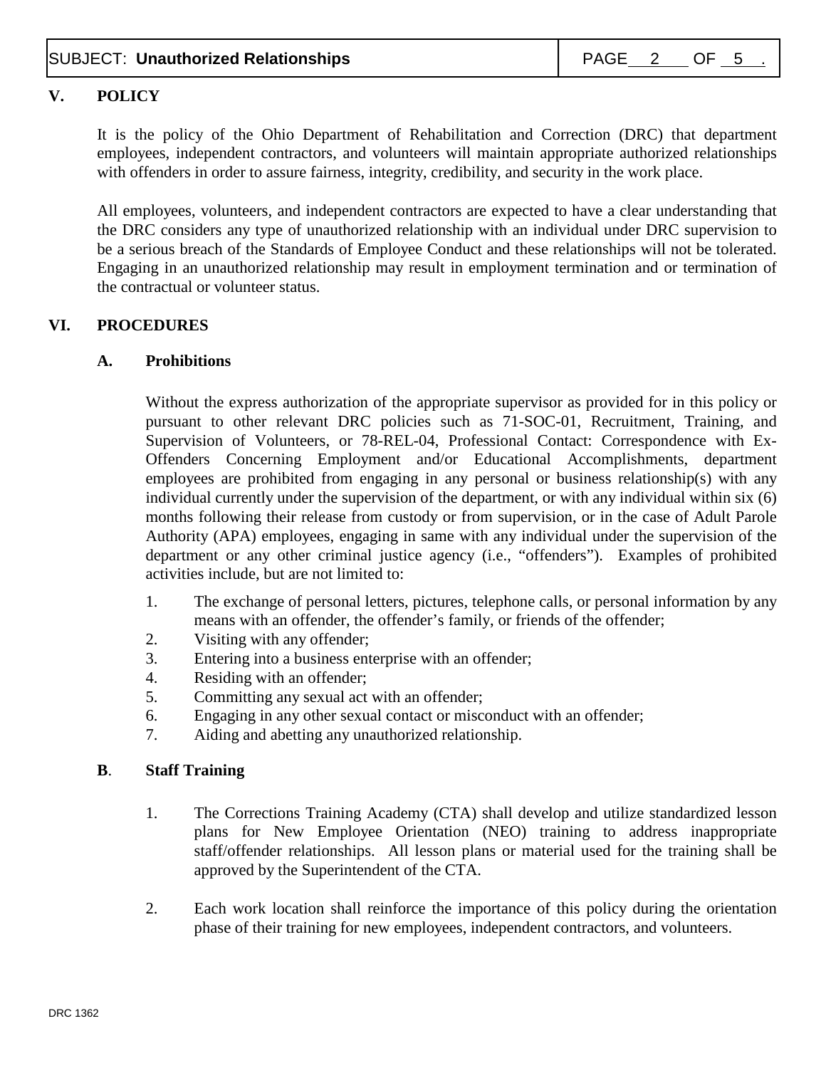## V. POLICY

It is the policy of the Ohio Department of Rehabilitation and Correction (DRC) that department employees, independent contractors, and volunteers will maintain appropriate authorized relationships with offenders in order to assure fairness, integrity, credibility, and security in the work place.

All employees, volunteers, and independent contractors are expected to have a clear understanding that the DRC considers any type of unauthorized relationship with an individual under DRC supervision to be a serious breach of the Standards of Employee Conduct and these relationships will not be tolerated. Engaging in an unauthorized relationship may result in employment termination and or termination of the contractual or volunteer status.

## VI. PROCEDURES

### A. Prohibitions

Without the express authorization of the appropriate supervisor as provided for in this policy or pursuant to other relevant DRC policies such as 71-SOC-01, Recruitment, Training, and Supervision of Volunteers, or 78-REL-04, Professional Contact: Correspondence with Ex-Offenders Concerning Employment and/or Educational Accomplishments, department employees are prohibited from engaging in any personal or business relationship(s) with any individual currently under the supervision of the department, or with any individual within six (6) months following their release from custody or from supervision, or in the case of Adult Parole Authority (APA) employees, engaging in same with any individual under the supervision of the department or any other criminal justice agency (i.e., "offenders"). Examples of prohibited activities include, but are not limited to:

1. The exchange of personal letters, pictures, telephone calls, or personal information by any means with an offender, the offender's family, or friends of the offender;
2. Visiting with any offender;
3. Entering into a business enterprise with an offender;
4. Residing with an offender;
5. Committing any sexual act with an offender;
6. Engaging in any other sexual contact or misconduct with an offender;
7. Aiding and abetting any unauthorized relationship.

### B. Staff Training

1. The Corrections Training Academy (CTA) shall develop and utilize standardized lesson plans for New Employee Orientation (NEO) training to address inappropriate staff/offender relationships. All lesson plans or material used for the training shall be approved by the Superintendent of the CTA.

2. Each work location shall reinforce the importance of this policy during the orientation phase of their training for new employees, independent contractors, and volunteers.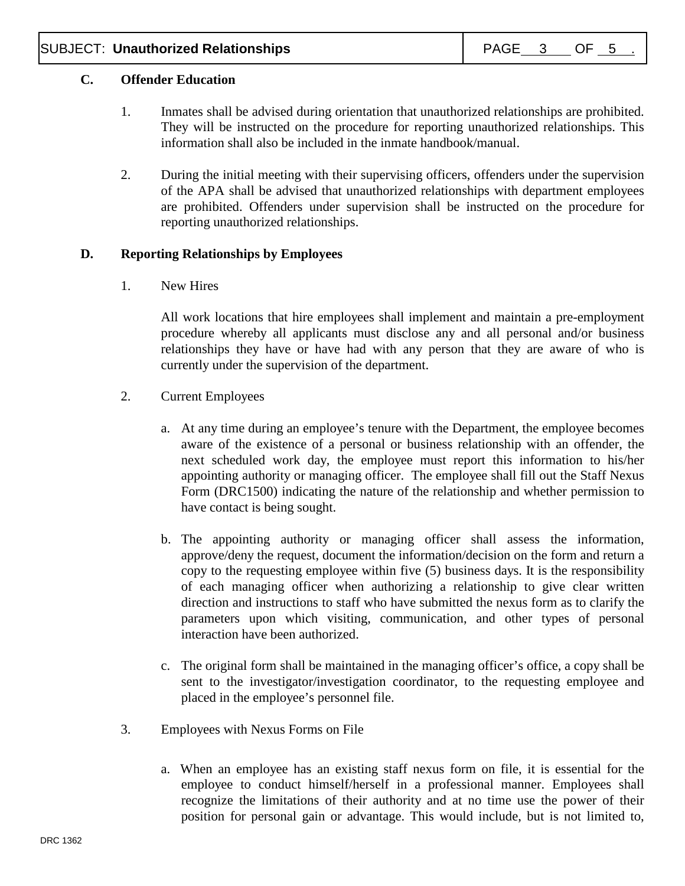### C. Offender Education

1. Inmates shall be advised during orientation that unauthorized relationships are prohibited. They will be instructed on the procedure for reporting unauthorized relationships. This information shall also be included in the inmate handbook/manual.

2. During the initial meeting with their supervising officers, offenders under the supervision of the APA shall be advised that unauthorized relationships with department employees are prohibited. Offenders under supervision shall be instructed on the procedure for reporting unauthorized relationships.

### D. Reporting Relationships by Employees

1. New Hires

   All work locations that hire employees shall implement and maintain a pre-employment procedure whereby all applicants must disclose any and all personal and/or business relationships they have or have had with any person that they are aware of who is currently under the supervision of the department.

2. Current Employees

   a. At any time during an employee's tenure with the Department, the employee becomes aware of the existence of a personal or business relationship with an offender, the next scheduled work day, the employee must report this information to his/her appointing authority or managing officer. The employee shall fill out the Staff Nexus Form (DRC1500) indicating the nature of the relationship and whether permission to have contact is being sought.

   b. The appointing authority or managing officer shall assess the information, approve/deny the request, document the information/decision on the form and return a copy to the requesting employee within five (5) business days. It is the responsibility of each managing officer when authorizing a relationship to give clear written direction and instructions to staff who have submitted the nexus form as to clarify the parameters upon which visiting, communication, and other types of personal interaction have been authorized.

   c. The original form shall be maintained in the managing officer's office, a copy shall be sent to the investigator/investigation coordinator, to the requesting employee and placed in the employee's personnel file.

3. Employees with Nexus Forms on File

   a. When an employee has an existing staff nexus form on file, it is essential for the employee to conduct himself/herself in a professional manner. Employees shall recognize the limitations of their authority and at no time use the power of their position for personal gain or advantage. This would include, but is not limited to,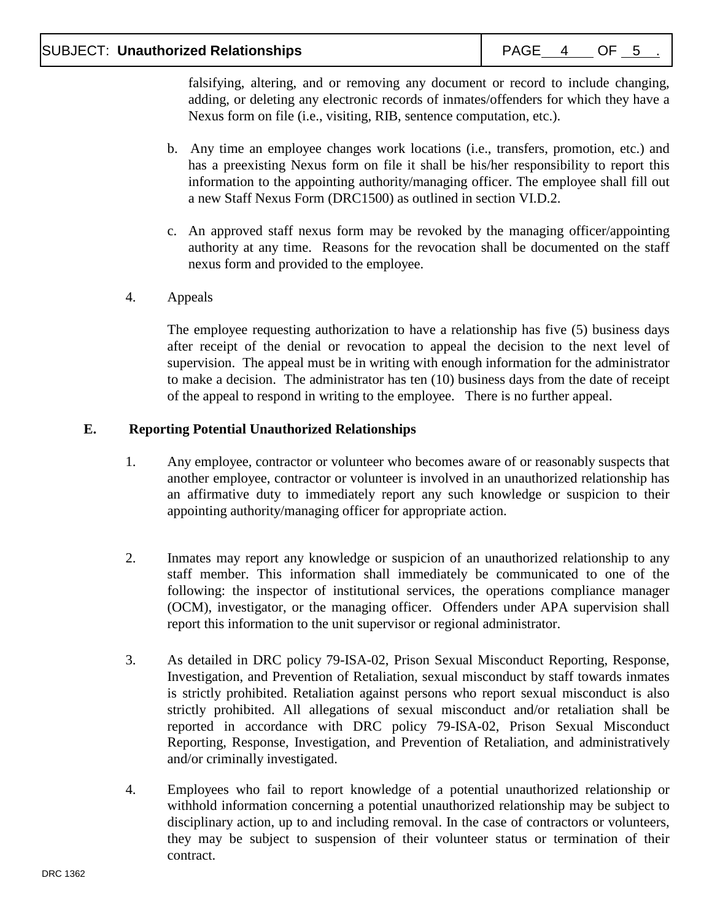falsifying, altering, and or removing any document or record to include changing, adding, or deleting any electronic records of inmates/offenders for which they have a Nexus form on file (i.e., visiting, RIB, sentence computation, etc.).

b. Any time an employee changes work locations (i.e., transfers, promotion, etc.) and has a preexisting Nexus form on file it shall be his/her responsibility to report this information to the appointing authority/managing officer. The employee shall fill out a new Staff Nexus Form (DRC1500) as outlined in section VI.D.2.

c. An approved staff nexus form may be revoked by the managing officer/appointing authority at any time. Reasons for the revocation shall be documented on the staff nexus form and provided to the employee.

4. Appeals

The employee requesting authorization to have a relationship has five (5) business days after receipt of the denial or revocation to appeal the decision to the next level of supervision. The appeal must be in writing with enough information for the administrator to make a decision. The administrator has ten (10) business days from the date of receipt of the appeal to respond in writing to the employee. There is no further appeal.

**E. Reporting Potential Unauthorized Relationships**

1. Any employee, contractor or volunteer who becomes aware of or reasonably suspects that another employee, contractor or volunteer is involved in an unauthorized relationship has an affirmative duty to immediately report any such knowledge or suspicion to their appointing authority/managing officer for appropriate action.

2. Inmates may report any knowledge or suspicion of an unauthorized relationship to any staff member. This information shall immediately be communicated to one of the following: the inspector of institutional services, the operations compliance manager (OCM), investigator, or the managing officer. Offenders under APA supervision shall report this information to the unit supervisor or regional administrator.

3. As detailed in DRC policy 79-ISA-02, Prison Sexual Misconduct Reporting, Response, Investigation, and Prevention of Retaliation, sexual misconduct by staff towards inmates is strictly prohibited. Retaliation against persons who report sexual misconduct is also strictly prohibited. All allegations of sexual misconduct and/or retaliation shall be reported in accordance with DRC policy 79-ISA-02, Prison Sexual Misconduct Reporting, Response, Investigation, and Prevention of Retaliation, and administratively and/or criminally investigated.

4. Employees who fail to report knowledge of a potential unauthorized relationship or withhold information concerning a potential unauthorized relationship may be subject to disciplinary action, up to and including removal. In the case of contractors or volunteers, they may be subject to suspension of their volunteer status or termination of their contract.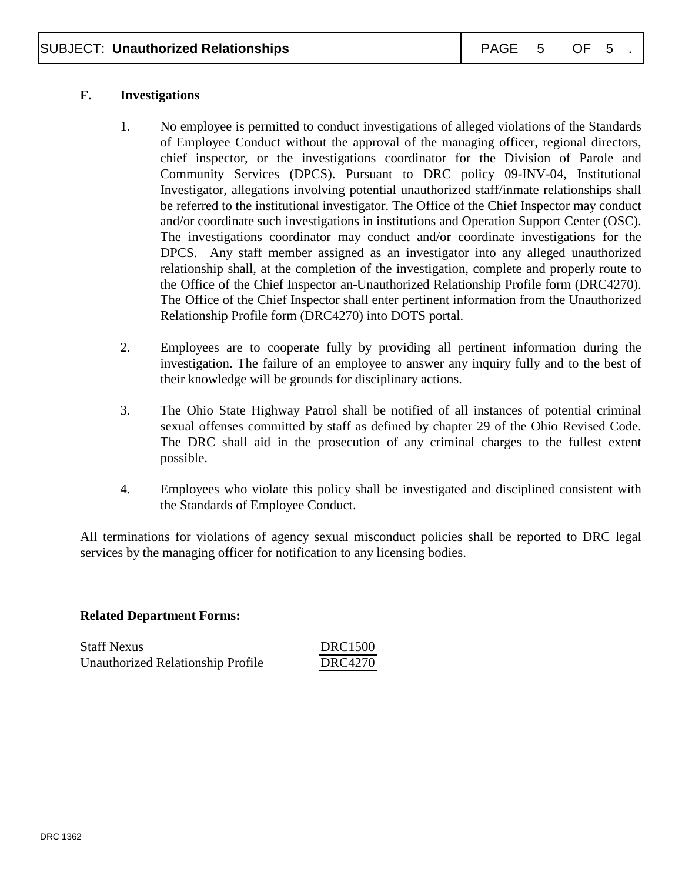### F. Investigations

1. No employee is permitted to conduct investigations of alleged violations of the Standards of Employee Conduct without the approval of the managing officer, regional directors, chief inspector, or the investigations coordinator for the Division of Parole and Community Services (DPCS). Pursuant to DRC policy 09-INV-04, Institutional Investigator, allegations involving potential unauthorized staff/inmate relationships shall be referred to the institutional investigator. The Office of the Chief Inspector may conduct and/or coordinate such investigations in institutions and Operation Support Center (OSC). The investigations coordinator may conduct and/or coordinate investigations for the DPCS. Any staff member assigned as an investigator into any alleged unauthorized relationship shall, at the completion of the investigation, complete and properly route to the Office of the Chief Inspector an Unauthorized Relationship Profile form (DRC4270). The Office of the Chief Inspector shall enter pertinent information from the Unauthorized Relationship Profile form (DRC4270) into DOTS portal.

2. Employees are to cooperate fully by providing all pertinent information during the investigation. The failure of an employee to answer any inquiry fully and to the best of their knowledge will be grounds for disciplinary actions.

3. The Ohio State Highway Patrol shall be notified of all instances of potential criminal sexual offenses committed by staff as defined by chapter 29 of the Ohio Revised Code. The DRC shall aid in the prosecution of any criminal charges to the fullest extent possible.

4. Employees who violate this policy shall be investigated and disciplined consistent with the Standards of Employee Conduct.

All terminations for violations of agency sexual misconduct policies shall be reported to DRC legal services by the managing officer for notification to any licensing bodies.

**Related Department Forms:**

| | |
|---|---|
| Staff Nexus | DRC1500 |
| Unauthorized Relationship Profile | DRC4270 |